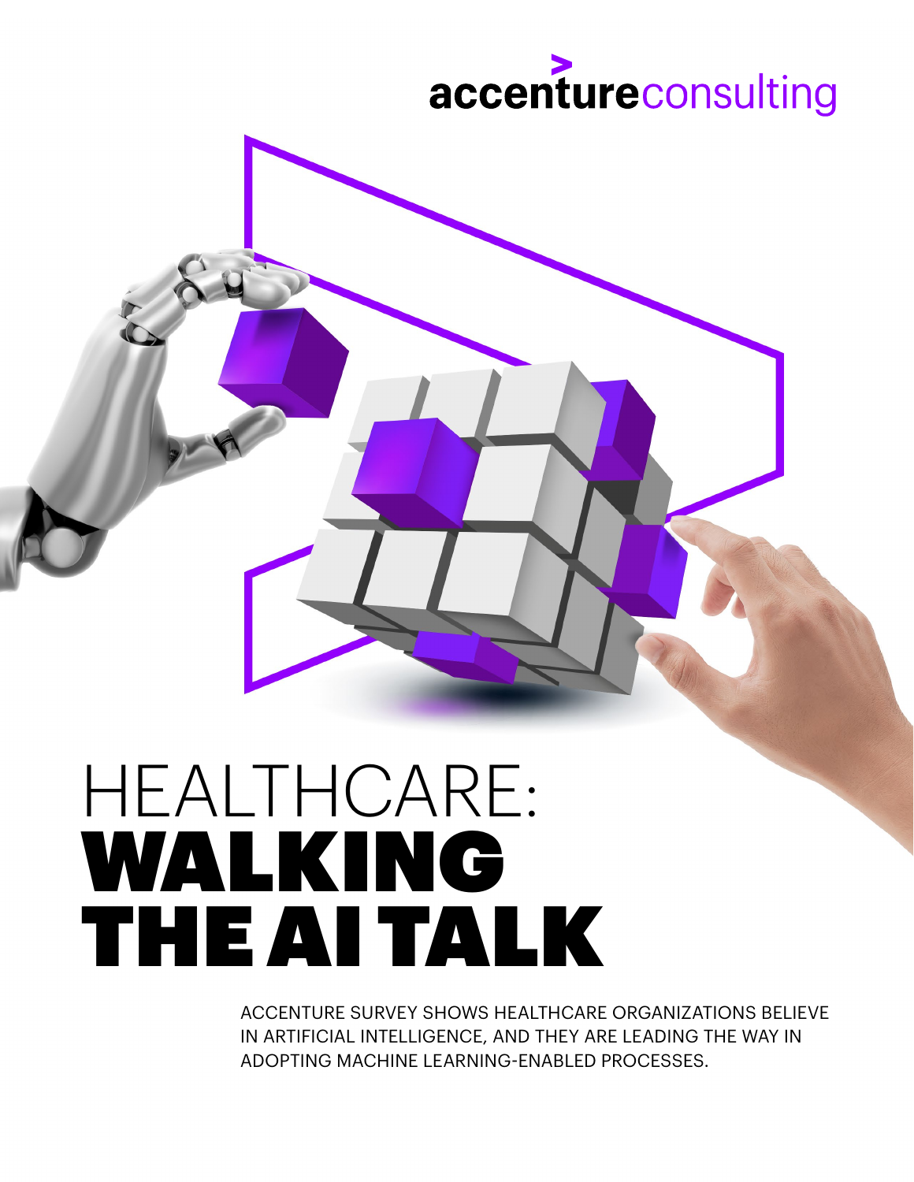accentureconsulting

# HEALTHCARE: WALKING THE AI TALK

ACCENTURE SURVEY SHOWS HEALTHCARE ORGANIZATIONS BELIEVE IN ARTIFICIAL INTELLIGENCE, AND THEY ARE LEADING THE WAY IN ADOPTING MACHINE LEARNING-ENABLED PROCESSES.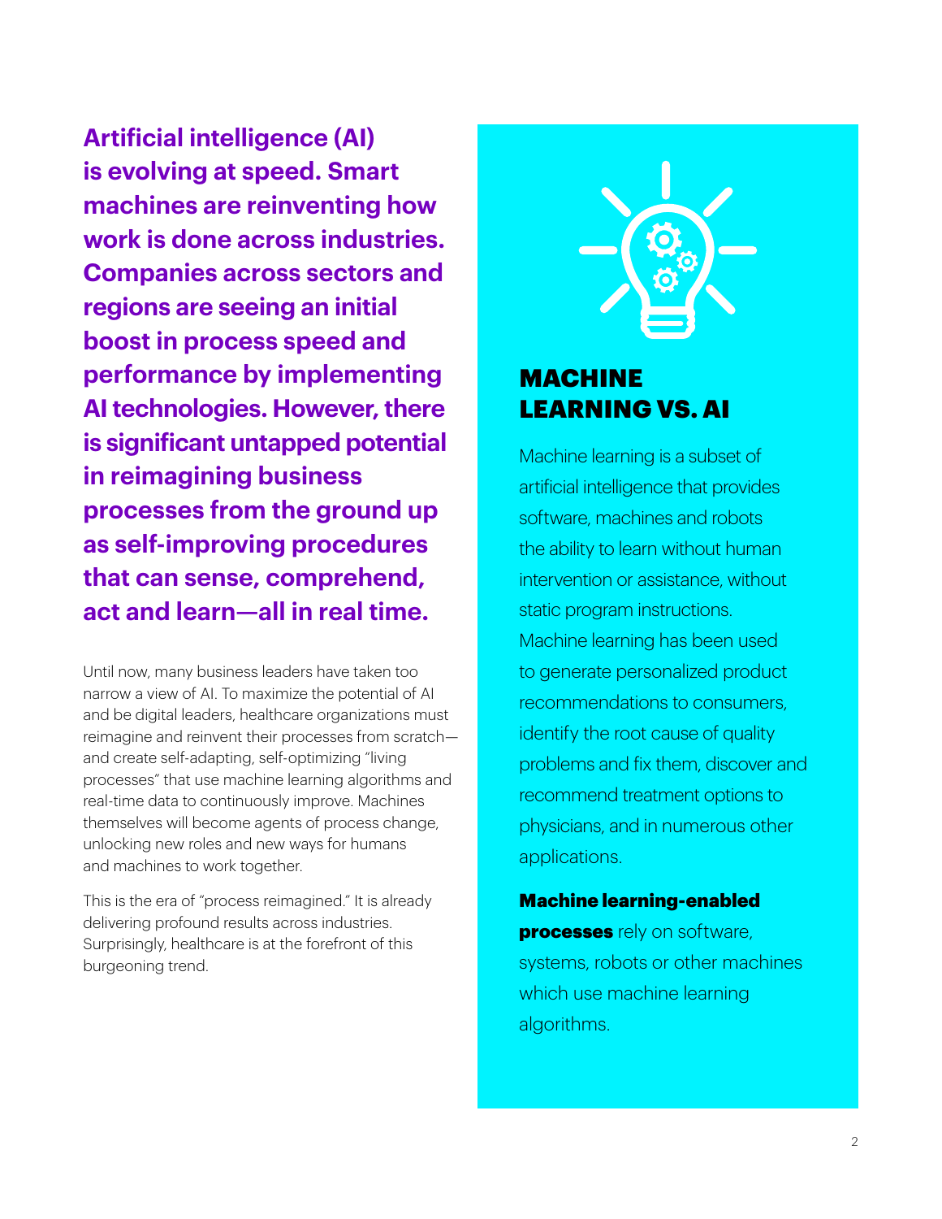**Artificial intelligence (AI) is evolving at speed. Smart machines are reinventing how work is done across industries. Companies across sectors and regions are seeing an initial boost in process speed and performance by implementing AI technologies. However, there is significant untapped potential in reimagining business processes from the ground up as self-improving procedures that can sense, comprehend, act and learn—all in real time.**

Until now, many business leaders have taken too narrow a view of AI. To maximize the potential of AI and be digital leaders, healthcare organizations must reimagine and reinvent their processes from scratch—and create self-adapting, self-optimizing "living processes" that use machine learning algorithms and real-time data to continuously improve. Machines themselves will become agents of process change, unlocking new roles and new ways for humans and machines to work together.

This is the era of "process reimagined." It is already delivering profound results across industries. Surprisingly, healthcare is at the forefront of this burgeoning trend.

## MACHINE LEARNING VS. AI

Machine learning is a subset of artificial intelligence that provides software, machines and robots the ability to learn without human intervention or assistance, without static program instructions. Machine learning has been used to generate personalized product recommendations to consumers, identify the root cause of quality problems and fix them, discover and recommend treatment options to physicians, and in numerous other applications.

**Machine learning-enabled processes** rely on software, systems, robots or other machines which use machine learning algorithms.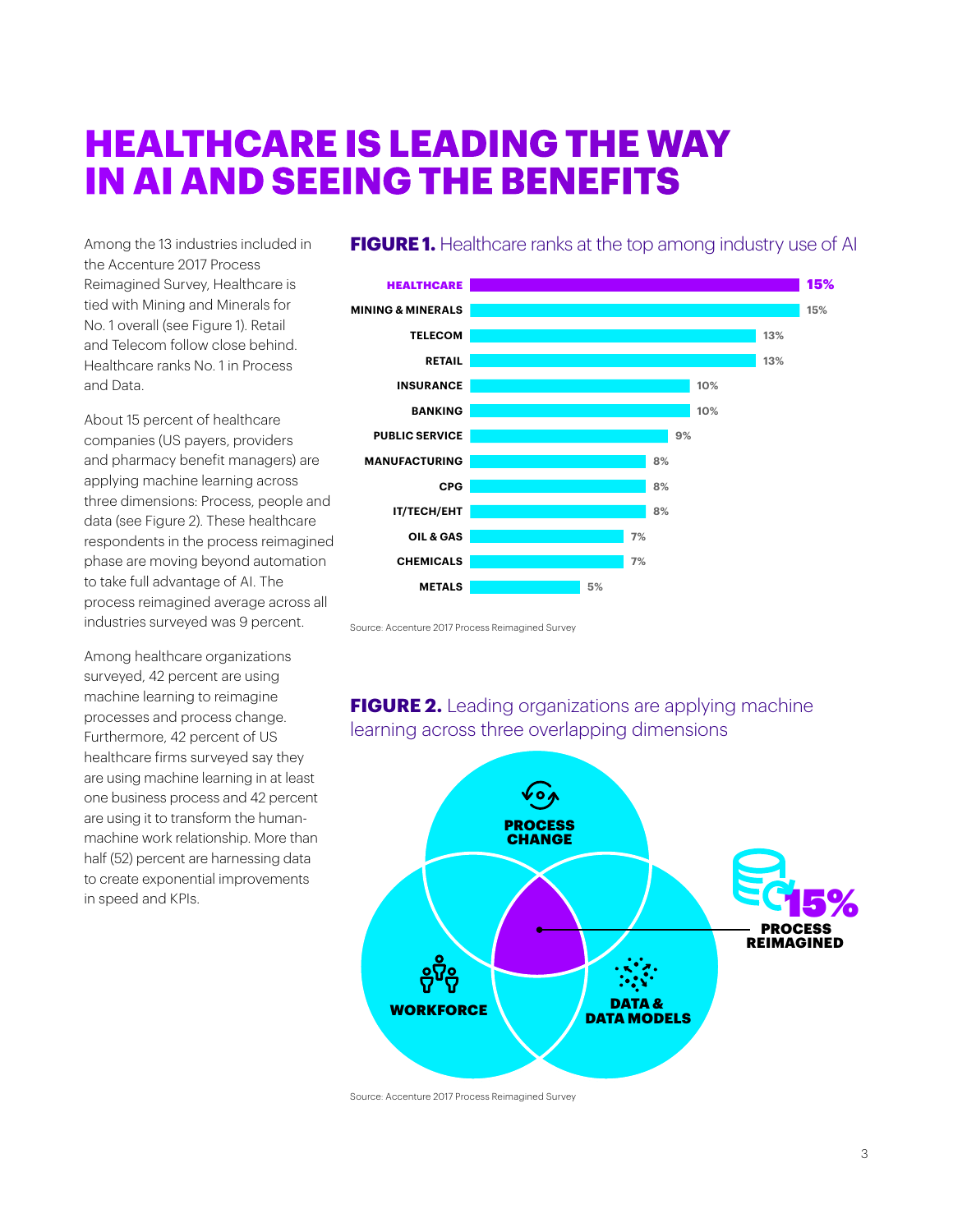# HEALTHCARE IS LEADING THE WAY IN AI AND SEEING THE BENEFITS

Among the 13 industries included in the Accenture 2017 Process Reimagined Survey, Healthcare is tied with Mining and Minerals for No. 1 overall (see Figure 1). Retail and Telecom follow close behind. Healthcare ranks No. 1 in Process and Data.

About 15 percent of healthcare companies (US payers, providers and pharmacy benefit managers) are applying machine learning across three dimensions: Process, people and data (see Figure 2). These healthcare respondents in the process reimagined phase are moving beyond automation to take full advantage of AI. The process reimagined average across all industries surveyed was 9 percent.

Among healthcare organizations surveyed, 42 percent are using machine learning to reimagine processes and process change. Furthermore, 42 percent of US healthcare firms surveyed say they are using machine learning in at least one business process and 42 percent are using it to transform the human-machine work relationship. More than half (52) percent are harnessing data to create exponential improvements in speed and KPIs.

**FIGURE 1.** Healthcare ranks at the top among industry use of AI

| Industry | % |
|---|---|
| HEALTHCARE | 15% |
| MINING & MINERALS | 15% |
| TELECOM | 13% |
| RETAIL | 13% |
| INSURANCE | 10% |
| BANKING | 10% |
| PUBLIC SERVICE | 9% |
| MANUFACTURING | 8% |
| CPG | 8% |
| IT/TECH/EHT | 8% |
| OIL & GAS | 7% |
| CHEMICALS | 7% |
| METALS | 5% |

Source: Accenture 2017 Process Reimagined Survey

**FIGURE 2.** Leading organizations are applying machine learning across three overlapping dimensions

PROCESS CHANGE

WORKFORCE

DATA & DATA MODELS

15% PROCESS REIMAGINED

Source: Accenture 2017 Process Reimagined Survey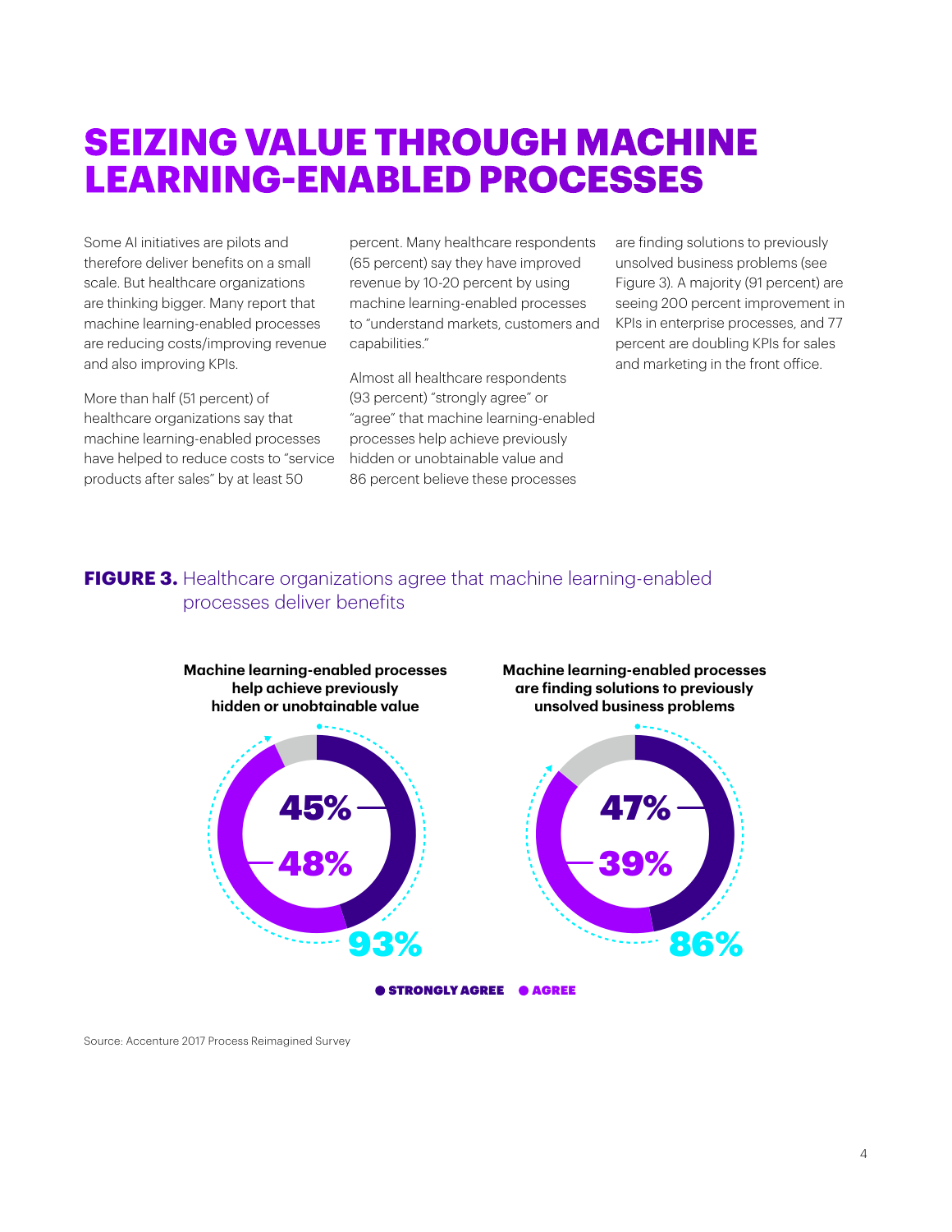# SEIZING VALUE THROUGH MACHINE LEARNING-ENABLED PROCESSES

Some AI initiatives are pilots and therefore deliver benefits on a small scale. But healthcare organizations are thinking bigger. Many report that machine learning-enabled processes are reducing costs/improving revenue and also improving KPIs.

More than half (51 percent) of healthcare organizations say that machine learning-enabled processes have helped to reduce costs to "service products after sales" by at least 50 percent. Many healthcare respondents (65 percent) say they have improved revenue by 10-20 percent by using machine learning-enabled processes to "understand markets, customers and capabilities."

Almost all healthcare respondents (93 percent) "strongly agree" or "agree" that machine learning-enabled processes help achieve previously hidden or unobtainable value and 86 percent believe these processes are finding solutions to previously unsolved business problems (see Figure 3). A majority (91 percent) are seeing 200 percent improvement in KPIs in enterprise processes, and 77 percent are doubling KPIs for sales and marketing in the front office.

**FIGURE 3.** Healthcare organizations agree that machine learning-enabled processes deliver benefits

| | Strongly agree | Agree | Total |
|---|---|---|---|
| Machine learning-enabled processes help achieve previously hidden or unobtainable value | 45% | 48% | 93% |
| Machine learning-enabled processes are finding solutions to previously unsolved business problems | 47% | 39% | 86% |

Source: Accenture 2017 Process Reimagined Survey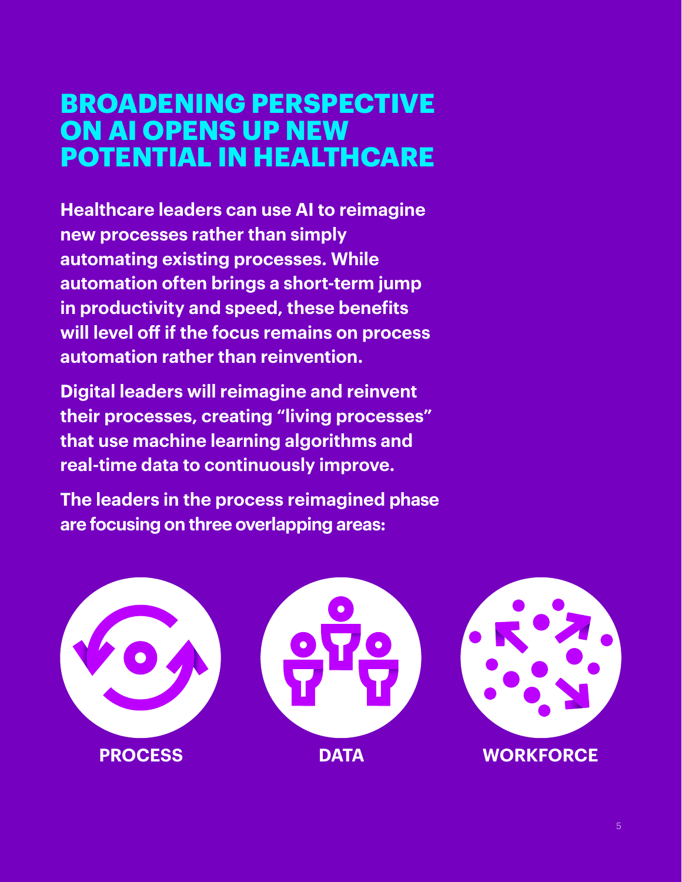# BROADENING PERSPECTIVE ON AI OPENS UP NEW POTENTIAL IN HEALTHCARE

**Healthcare leaders can use AI to reimagine new processes rather than simply automating existing processes. While automation often brings a short-term jump in productivity and speed, these benefits will level off if the focus remains on process automation rather than reinvention.**

**Digital leaders will reimagine and reinvent their processes, creating "living processes" that use machine learning algorithms and real-time data to continuously improve.**

**The leaders in the process reimagined phase are focusing on three overlapping areas:**

**PROCESS**

**DATA**

**WORKFORCE**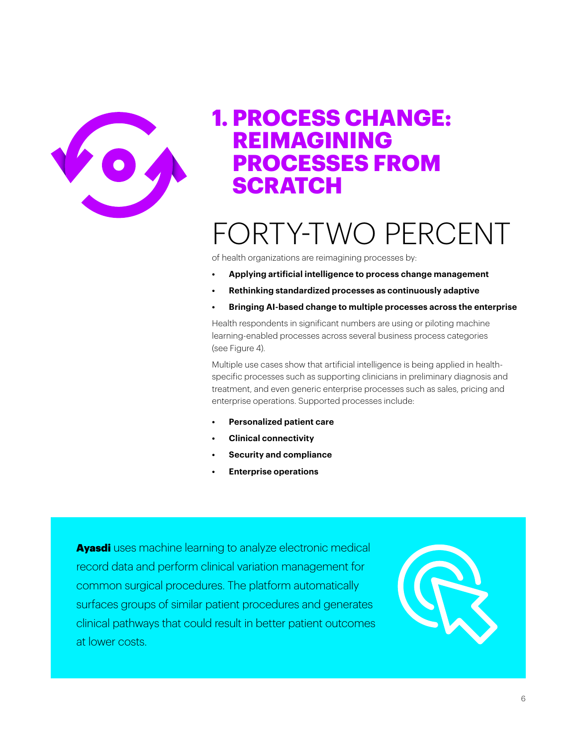# 1. PROCESS CHANGE: REIMAGINING PROCESSES FROM SCRATCH

## FORTY-TWO PERCENT

of health organizations are reimagining processes by:

- **Applying artificial intelligence to process change management**
- **Rethinking standardized processes as continuously adaptive**
- **Bringing AI-based change to multiple processes across the enterprise**

Health respondents in significant numbers are using or piloting machine learning-enabled processes across several business process categories (see Figure 4).

Multiple use cases show that artificial intelligence is being applied in health-specific processes such as supporting clinicians in preliminary diagnosis and treatment, and even generic enterprise processes such as sales, pricing and enterprise operations. Supported processes include:

- **Personalized patient care**
- **Clinical connectivity**
- **Security and compliance**
- **Enterprise operations**

**Ayasdi** uses machine learning to analyze electronic medical record data and perform clinical variation management for common surgical procedures. The platform automatically surfaces groups of similar patient procedures and generates clinical pathways that could result in better patient outcomes at lower costs.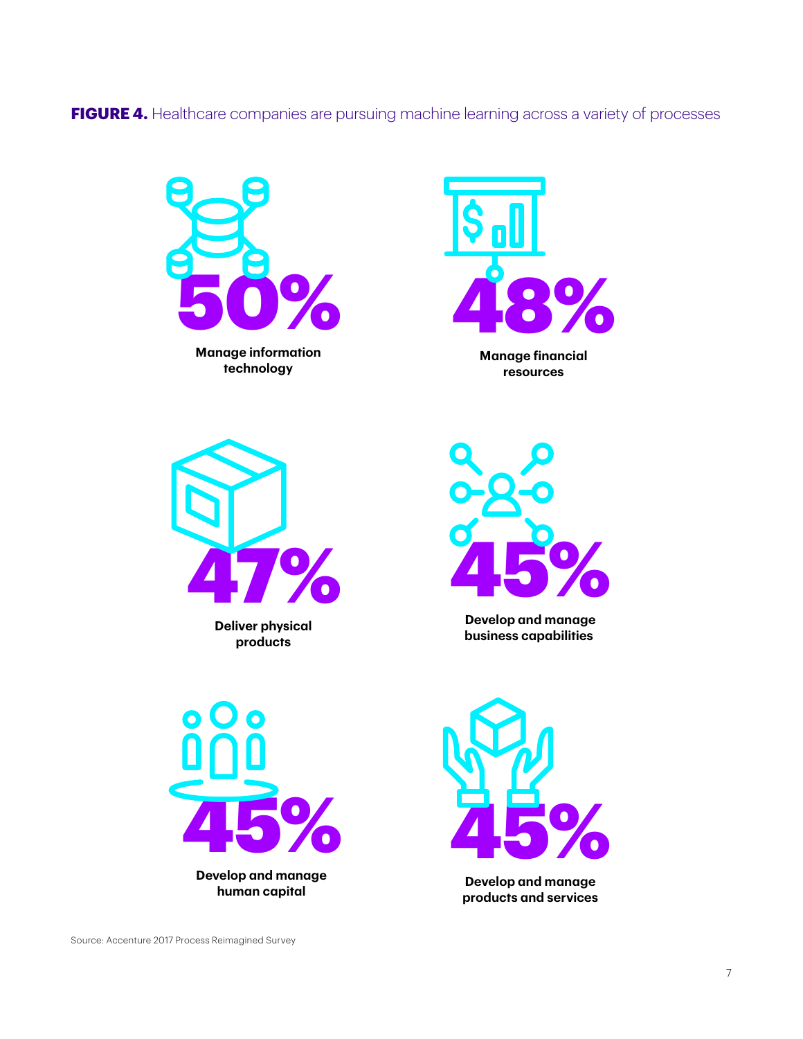**FIGURE 4.** Healthcare companies are pursuing machine learning across a variety of processes

**50%**
**Manage information technology**

**48%**
**Manage financial resources**

**47%**
**Deliver physical products**

**45%**
**Develop and manage business capabilities**

**45%**
**Develop and manage human capital**

**45%**
**Develop and manage products and services**

Source: Accenture 2017 Process Reimagined Survey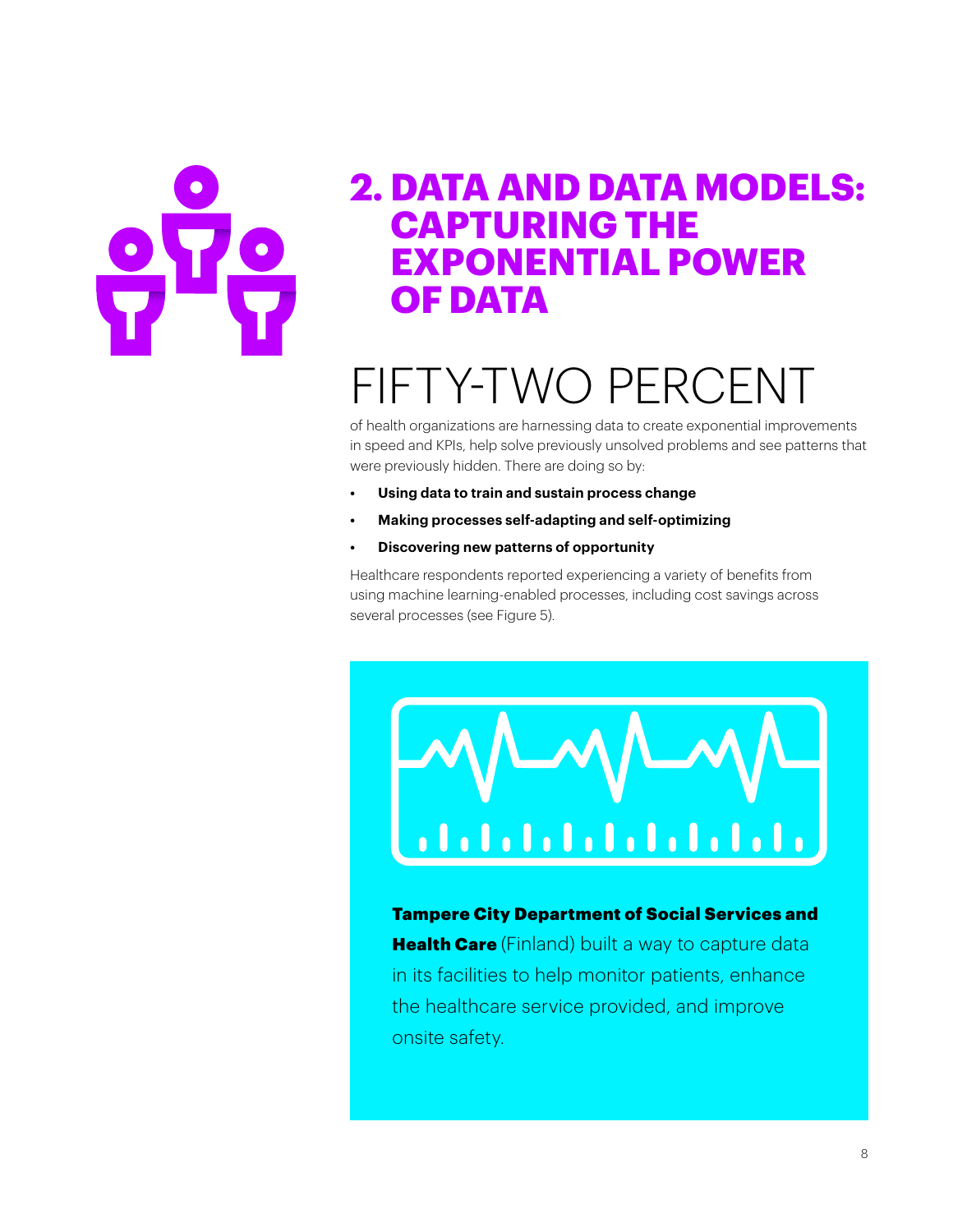## 2. DATA AND DATA MODELS: CAPTURING THE EXPONENTIAL POWER OF DATA

# FIFTY-TWO PERCENT

of health organizations are harnessing data to create exponential improvements in speed and KPIs, help solve previously unsolved problems and see patterns that were previously hidden. There are doing so by:

- **Using data to train and sustain process change**
- **Making processes self-adapting and self-optimizing**
- **Discovering new patterns of opportunity**

Healthcare respondents reported experiencing a variety of benefits from using machine learning-enabled processes, including cost savings across several processes (see Figure 5).

**Tampere City Department of Social Services and Health Care** (Finland) built a way to capture data in its facilities to help monitor patients, enhance the healthcare service provided, and improve onsite safety.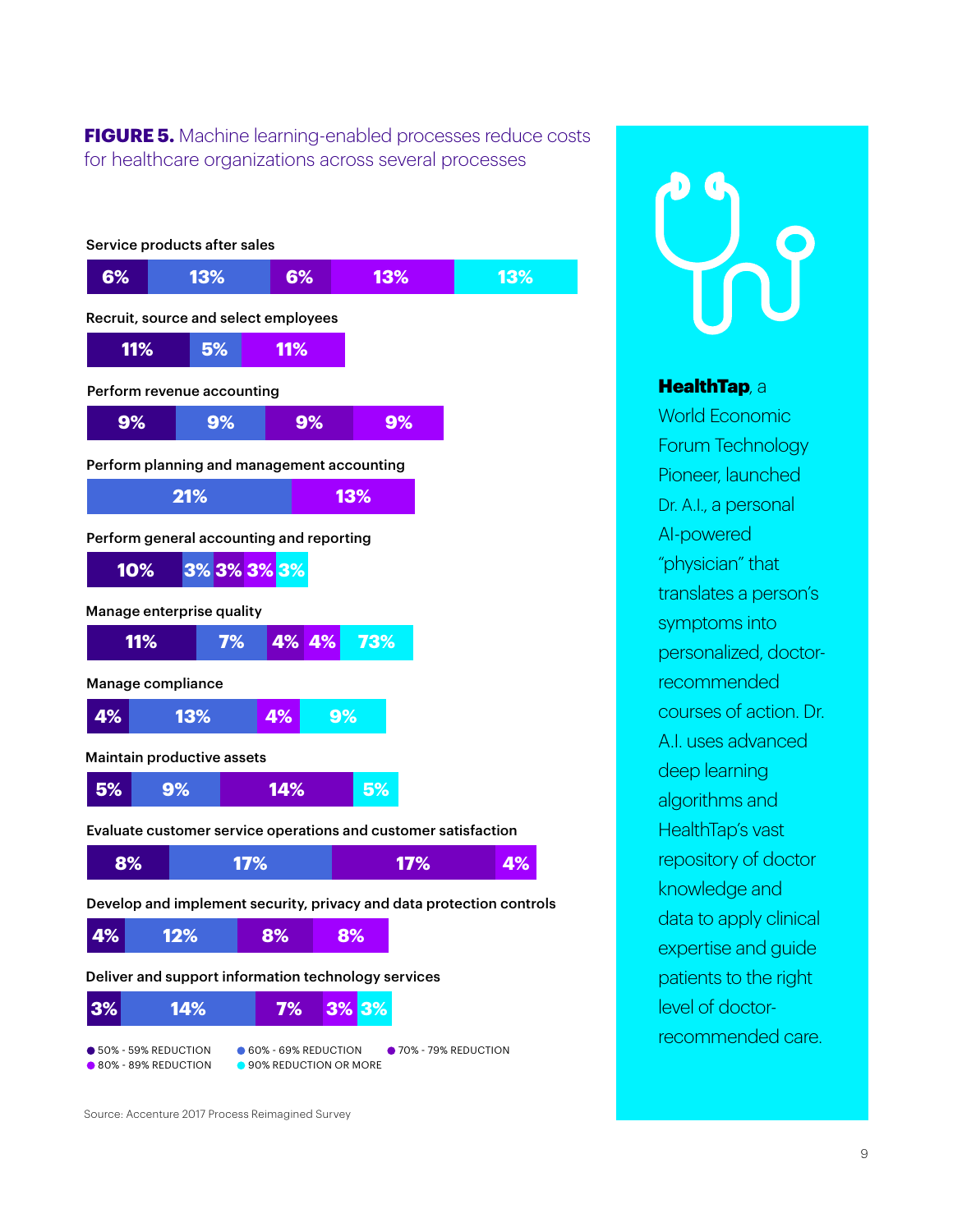**FIGURE 5.** Machine learning-enabled processes reduce costs for healthcare organizations across several processes

| Process | 50% - 59% reduction | 60% - 69% reduction | 70% - 79% reduction | 80% - 89% reduction | 90% reduction or more |
|---|---|---|---|---|---|
| Service products after sales | 6% | 13% | 6% | 13% | 13% |
| Recruit, source and select employees | 11% | 5% | | 11% | |
| Perform revenue accounting | 9% | 9% | 9% | 9% | |
| Perform planning and management accounting | | 21% | | 13% | |
| Perform general accounting and reporting | 10% | 3% | 3% | 3% | 3% |
| Manage enterprise quality | 11% | 7% | 4% | 4% | 73% |
| Manage compliance | 4% | 13% | 4% | | 9% |
| Maintain productive assets | 5% | 9% | 14% | | 5% |
| Evaluate customer service operations and customer satisfaction | 8% | 17% | 17% | 4% | |
| Develop and implement security, privacy and data protection controls | 4% | 12% | 8% | 8% | |
| Deliver and support information technology services | 3% | 14% | 7% | 3% | 3% |

Source: Accenture 2017 Process Reimagined Survey

**HealthTap**, a World Economic Forum Technology Pioneer, launched Dr. A.I., a personal AI-powered "physician" that translates a person's symptoms into personalized, doctor-recommended courses of action. Dr. A.I. uses advanced deep learning algorithms and HealthTap's vast repository of doctor knowledge and data to apply clinical expertise and guide patients to the right level of doctor-recommended care.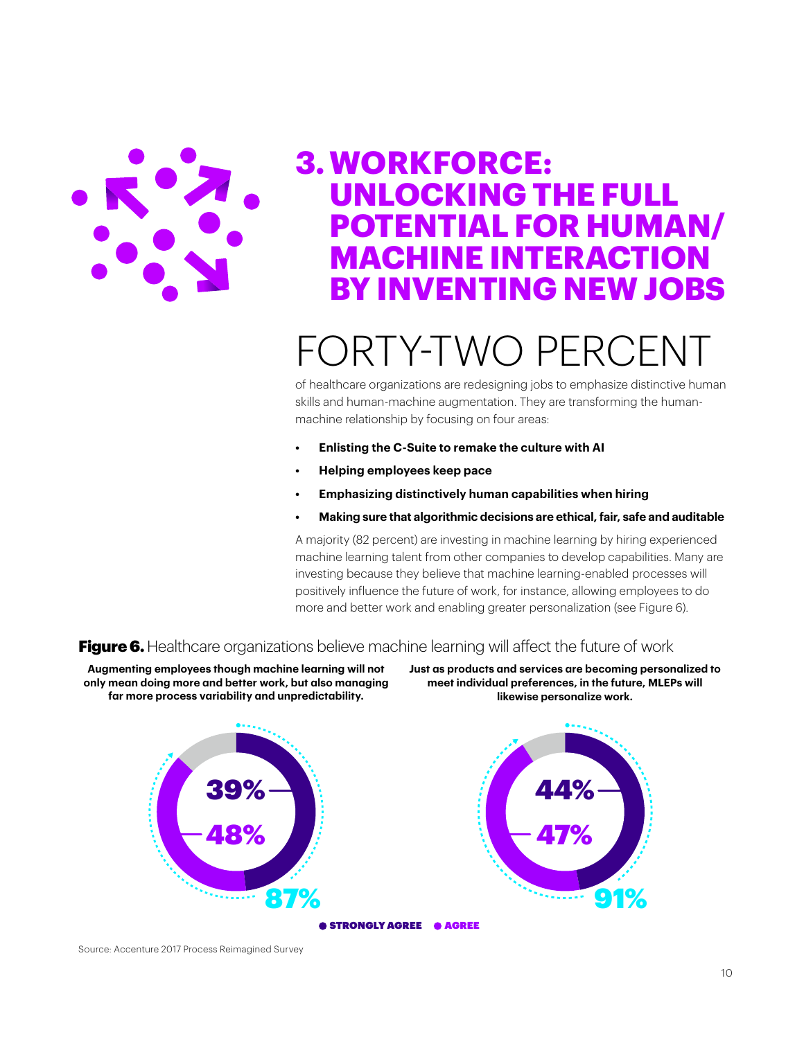# 3. WORKFORCE: UNLOCKING THE FULL POTENTIAL FOR HUMAN/ MACHINE INTERACTION BY INVENTING NEW JOBS

## FORTY-TWO PERCENT

of healthcare organizations are redesigning jobs to emphasize distinctive human skills and human-machine augmentation. They are transforming the human-machine relationship by focusing on four areas:

- **Enlisting the C-Suite to remake the culture with AI**
- **Helping employees keep pace**
- **Emphasizing distinctively human capabilities when hiring**
- **Making sure that algorithmic decisions are ethical, fair, safe and auditable**

A majority (82 percent) are investing in machine learning by hiring experienced machine learning talent from other companies to develop capabilities. Many are investing because they believe that machine learning-enabled processes will positively influence the future of work, for instance, allowing employees to do more and better work and enabling greater personalization (see Figure 6).

**Figure 6.** Healthcare organizations believe machine learning will affect the future of work

| | Augmenting employees though machine learning will not only mean doing more and better work, but also managing far more process variability and unpredictability. | Just as products and services are becoming personalized to meet individual preferences, in the future, MLEPs will likewise personalize work. |
|---|---|---|
| Strongly agree | 39% | 44% |
| Agree | 48% | 47% |
| Total | 87% | 91% |

Source: Accenture 2017 Process Reimagined Survey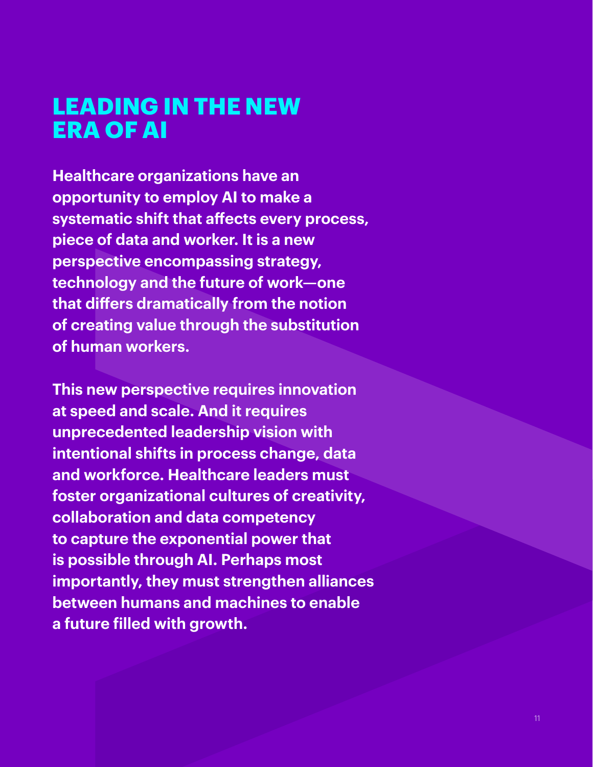# LEADING IN THE NEW ERA OF AI

**Healthcare organizations have an opportunity to employ AI to make a systematic shift that affects every process, piece of data and worker. It is a new perspective encompassing strategy, technology and the future of work—one that differs dramatically from the notion of creating value through the substitution of human workers.**

**This new perspective requires innovation at speed and scale. And it requires unprecedented leadership vision with intentional shifts in process change, data and workforce. Healthcare leaders must foster organizational cultures of creativity, collaboration and data competency to capture the exponential power that is possible through AI. Perhaps most importantly, they must strengthen alliances between humans and machines to enable a future filled with growth.**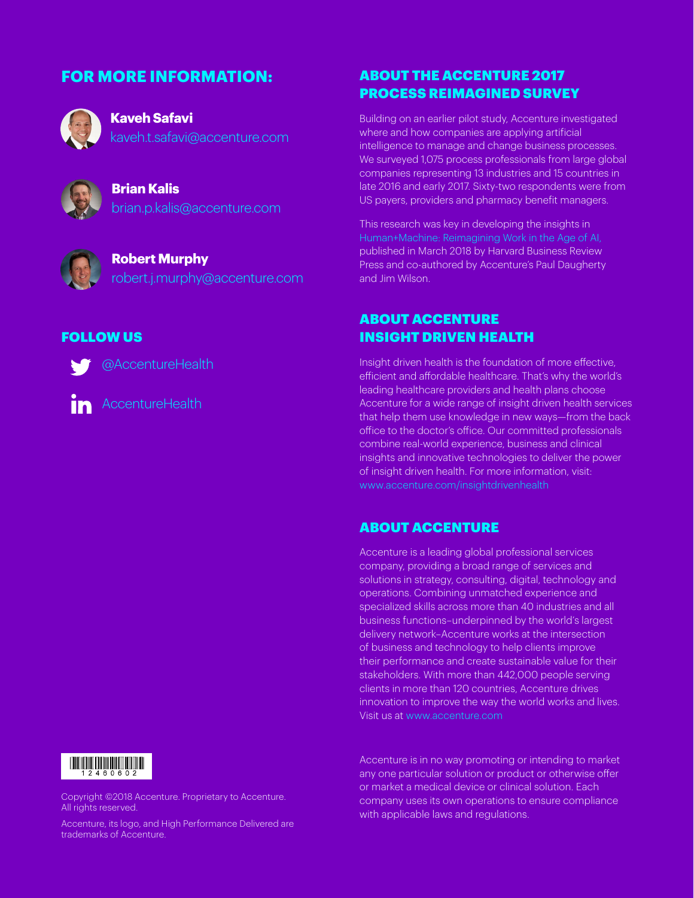## FOR MORE INFORMATION:

**Kaveh Safavi**
kaveh.t.safavi@accenture.com

**Brian Kalis**
brian.p.kalis@accenture.com

**Robert Murphy**
robert.j.murphy@accenture.com

## FOLLOW US

@AccentureHealth

AccentureHealth

## ABOUT THE ACCENTURE 2017 PROCESS REIMAGINED SURVEY

Building on an earlier pilot study, Accenture investigated where and how companies are applying artificial intelligence to manage and change business processes. We surveyed 1,075 process professionals from large global companies representing 13 industries and 15 countries in late 2016 and early 2017. Sixty-two respondents were from US payers, providers and pharmacy benefit managers.

This research was key in developing the insights in Human+Machine: Reimagining Work in the Age of AI, published in March 2018 by Harvard Business Review Press and co-authored by Accenture's Paul Daugherty and Jim Wilson.

## ABOUT ACCENTURE INSIGHT DRIVEN HEALTH

Insight driven health is the foundation of more effective, efficient and affordable healthcare. That's why the world's leading healthcare providers and health plans choose Accenture for a wide range of insight driven health services that help them use knowledge in new ways—from the back office to the doctor's office. Our committed professionals combine real-world experience, business and clinical insights and innovative technologies to deliver the power of insight driven health. For more information, visit: www.accenture.com/insightdrivenhealth

## ABOUT ACCENTURE

Accenture is a leading global professional services company, providing a broad range of services and solutions in strategy, consulting, digital, technology and operations. Combining unmatched experience and specialized skills across more than 40 industries and all business functions–underpinned by the world's largest delivery network–Accenture works at the intersection of business and technology to help clients improve their performance and create sustainable value for their stakeholders. With more than 442,000 people serving clients in more than 120 countries, Accenture drives innovation to improve the way the world works and lives. Visit us at www.accenture.com

Accenture is in no way promoting or intending to market any one particular solution or product or otherwise offer or market a medical device or clinical solution. Each company uses its own operations to ensure compliance with applicable laws and regulations.

12460602

Copyright ©2018 Accenture. Proprietary to Accenture. All rights reserved.

Accenture, its logo, and High Performance Delivered are trademarks of Accenture.